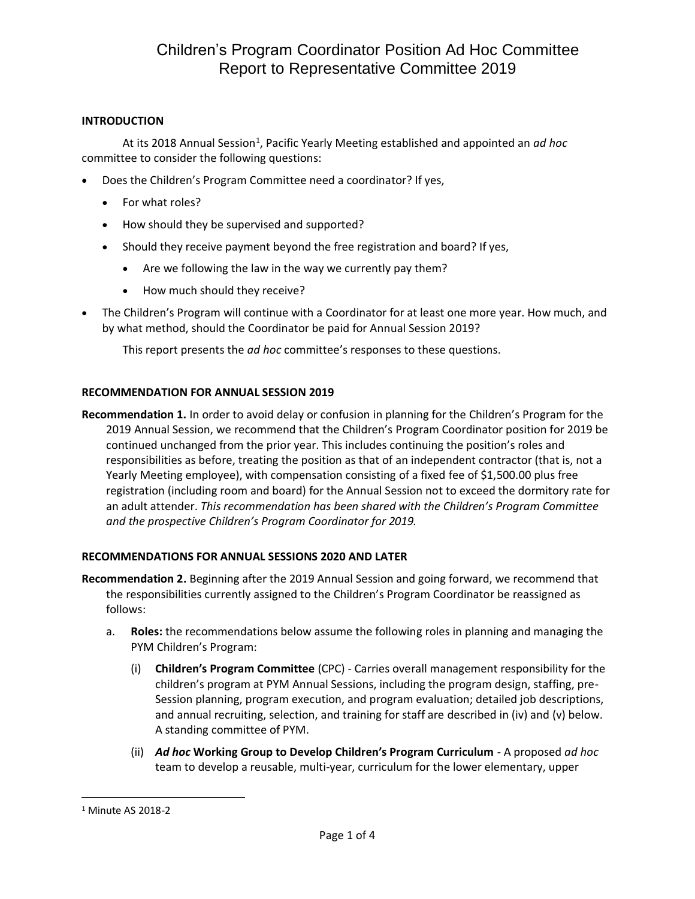# Children's Program Coordinator Position Ad Hoc Committee Report to Representative Committee 2019

**INTRODUCTION**

At its 2018 Annual Session[1], Pacific Yearly Meeting established and appointed an *ad hoc* committee to consider the following questions:

- Does the Children's Program Committee need a coordinator? If yes,
  - For what roles?
  - How should they be supervised and supported?
  - Should they receive payment beyond the free registration and board? If yes,
    - Are we following the law in the way we currently pay them?
    - How much should they receive?
- The Children's Program will continue with a Coordinator for at least one more year. How much, and by what method, should the Coordinator be paid for Annual Session 2019?

This report presents the *ad hoc* committee's responses to these questions.

**RECOMMENDATION FOR ANNUAL SESSION 2019**

**Recommendation 1.** In order to avoid delay or confusion in planning for the Children's Program for the 2019 Annual Session, we recommend that the Children's Program Coordinator position for 2019 be continued unchanged from the prior year. This includes continuing the position's roles and responsibilities as before, treating the position as that of an independent contractor (that is, not a Yearly Meeting employee), with compensation consisting of a fixed fee of $1,500.00 plus free registration (including room and board) for the Annual Session not to exceed the dormitory rate for an adult attender. *This recommendation has been shared with the Children's Program Committee and the prospective Children's Program Coordinator for 2019.*

**RECOMMENDATIONS FOR ANNUAL SESSIONS 2020 AND LATER**

**Recommendation 2.** Beginning after the 2019 Annual Session and going forward, we recommend that the responsibilities currently assigned to the Children's Program Coordinator be reassigned as follows:

a. **Roles:** the recommendations below assume the following roles in planning and managing the PYM Children's Program:

   (i) **Children's Program Committee** (CPC) - Carries overall management responsibility for the children's program at PYM Annual Sessions, including the program design, staffing, pre-Session planning, program execution, and program evaluation; detailed job descriptions, and annual recruiting, selection, and training for staff are described in (iv) and (v) below. A standing committee of PYM.

   (ii) ***Ad hoc* Working Group to Develop Children's Program Curriculum** - A proposed *ad hoc* team to develop a reusable, multi-year, curriculum for the lower elementary, upper

[1] Minute AS 2018-2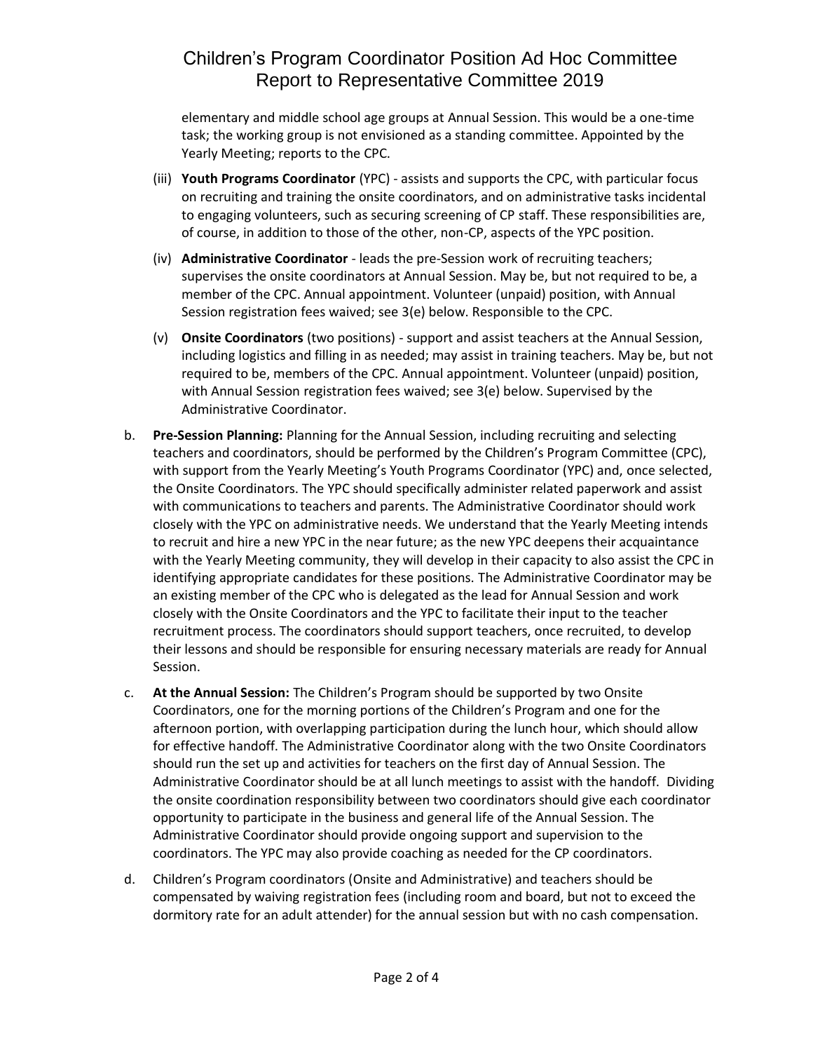elementary and middle school age groups at Annual Session. This would be a one-time task; the working group is not envisioned as a standing committee. Appointed by the Yearly Meeting; reports to the CPC.

(iii) **Youth Programs Coordinator** (YPC) - assists and supports the CPC, with particular focus on recruiting and training the onsite coordinators, and on administrative tasks incidental to engaging volunteers, such as securing screening of CP staff. These responsibilities are, of course, in addition to those of the other, non-CP, aspects of the YPC position.

(iv) **Administrative Coordinator** - leads the pre-Session work of recruiting teachers; supervises the onsite coordinators at Annual Session. May be, but not required to be, a member of the CPC. Annual appointment. Volunteer (unpaid) position, with Annual Session registration fees waived; see 3(e) below. Responsible to the CPC.

(v) **Onsite Coordinators** (two positions) - support and assist teachers at the Annual Session, including logistics and filling in as needed; may assist in training teachers. May be, but not required to be, members of the CPC. Annual appointment. Volunteer (unpaid) position, with Annual Session registration fees waived; see 3(e) below. Supervised by the Administrative Coordinator.

b. **Pre-Session Planning:** Planning for the Annual Session, including recruiting and selecting teachers and coordinators, should be performed by the Children's Program Committee (CPC), with support from the Yearly Meeting's Youth Programs Coordinator (YPC) and, once selected, the Onsite Coordinators. The YPC should specifically administer related paperwork and assist with communications to teachers and parents. The Administrative Coordinator should work closely with the YPC on administrative needs. We understand that the Yearly Meeting intends to recruit and hire a new YPC in the near future; as the new YPC deepens their acquaintance with the Yearly Meeting community, they will develop in their capacity to also assist the CPC in identifying appropriate candidates for these positions. The Administrative Coordinator may be an existing member of the CPC who is delegated as the lead for Annual Session and work closely with the Onsite Coordinators and the YPC to facilitate their input to the teacher recruitment process. The coordinators should support teachers, once recruited, to develop their lessons and should be responsible for ensuring necessary materials are ready for Annual Session.

c. **At the Annual Session:** The Children's Program should be supported by two Onsite Coordinators, one for the morning portions of the Children's Program and one for the afternoon portion, with overlapping participation during the lunch hour, which should allow for effective handoff. The Administrative Coordinator along with the two Onsite Coordinators should run the set up and activities for teachers on the first day of Annual Session. The Administrative Coordinator should be at all lunch meetings to assist with the handoff. Dividing the onsite coordination responsibility between two coordinators should give each coordinator opportunity to participate in the business and general life of the Annual Session. The Administrative Coordinator should provide ongoing support and supervision to the coordinators. The YPC may also provide coaching as needed for the CP coordinators.

d. Children's Program coordinators (Onsite and Administrative) and teachers should be compensated by waiving registration fees (including room and board, but not to exceed the dormitory rate for an adult attender) for the annual session but with no cash compensation.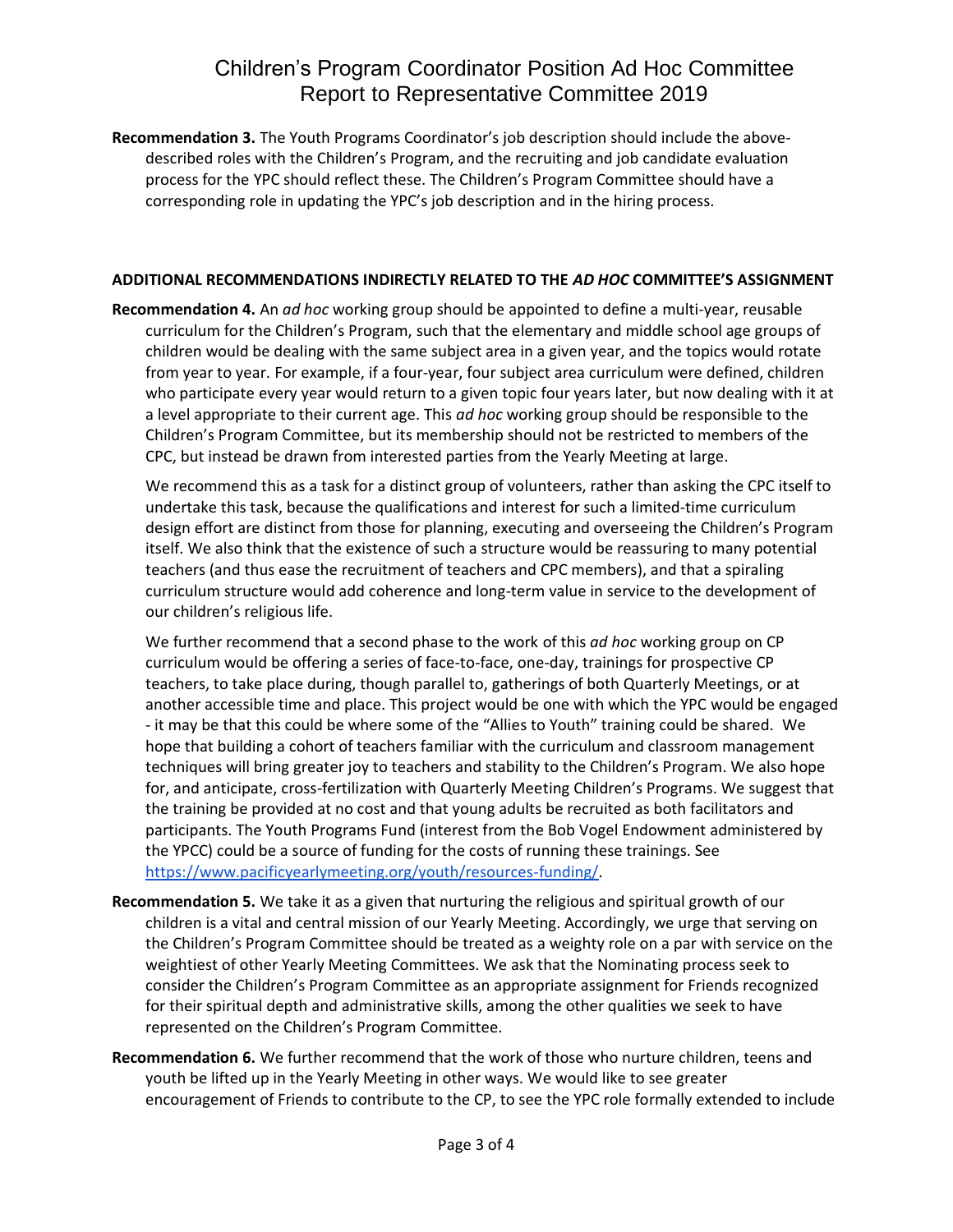**Recommendation 3.** The Youth Programs Coordinator's job description should include the above-described roles with the Children's Program, and the recruiting and job candidate evaluation process for the YPC should reflect these. The Children's Program Committee should have a corresponding role in updating the YPC's job description and in the hiring process.

## ADDITIONAL RECOMMENDATIONS INDIRECTLY RELATED TO THE *AD HOC* COMMITTEE'S ASSIGNMENT

**Recommendation 4.** An *ad hoc* working group should be appointed to define a multi-year, reusable curriculum for the Children's Program, such that the elementary and middle school age groups of children would be dealing with the same subject area in a given year, and the topics would rotate from year to year. For example, if a four-year, four subject area curriculum were defined, children who participate every year would return to a given topic four years later, but now dealing with it at a level appropriate to their current age. This *ad hoc* working group should be responsible to the Children's Program Committee, but its membership should not be restricted to members of the CPC, but instead be drawn from interested parties from the Yearly Meeting at large.

We recommend this as a task for a distinct group of volunteers, rather than asking the CPC itself to undertake this task, because the qualifications and interest for such a limited-time curriculum design effort are distinct from those for planning, executing and overseeing the Children's Program itself. We also think that the existence of such a structure would be reassuring to many potential teachers (and thus ease the recruitment of teachers and CPC members), and that a spiraling curriculum structure would add coherence and long-term value in service to the development of our children's religious life.

We further recommend that a second phase to the work of this *ad hoc* working group on CP curriculum would be offering a series of face-to-face, one-day, trainings for prospective CP teachers, to take place during, though parallel to, gatherings of both Quarterly Meetings, or at another accessible time and place. This project would be one with which the YPC would be engaged - it may be that this could be where some of the "Allies to Youth" training could be shared. We hope that building a cohort of teachers familiar with the curriculum and classroom management techniques will bring greater joy to teachers and stability to the Children's Program. We also hope for, and anticipate, cross-fertilization with Quarterly Meeting Children's Programs. We suggest that the training be provided at no cost and that young adults be recruited as both facilitators and participants. The Youth Programs Fund (interest from the Bob Vogel Endowment administered by the YPCC) could be a source of funding for the costs of running these trainings. See https://www.pacificyearlymeeting.org/youth/resources-funding/.

**Recommendation 5.** We take it as a given that nurturing the religious and spiritual growth of our children is a vital and central mission of our Yearly Meeting. Accordingly, we urge that serving on the Children's Program Committee should be treated as a weighty role on a par with service on the weightiest of other Yearly Meeting Committees. We ask that the Nominating process seek to consider the Children's Program Committee as an appropriate assignment for Friends recognized for their spiritual depth and administrative skills, among the other qualities we seek to have represented on the Children's Program Committee.

**Recommendation 6.** We further recommend that the work of those who nurture children, teens and youth be lifted up in the Yearly Meeting in other ways. We would like to see greater encouragement of Friends to contribute to the CP, to see the YPC role formally extended to include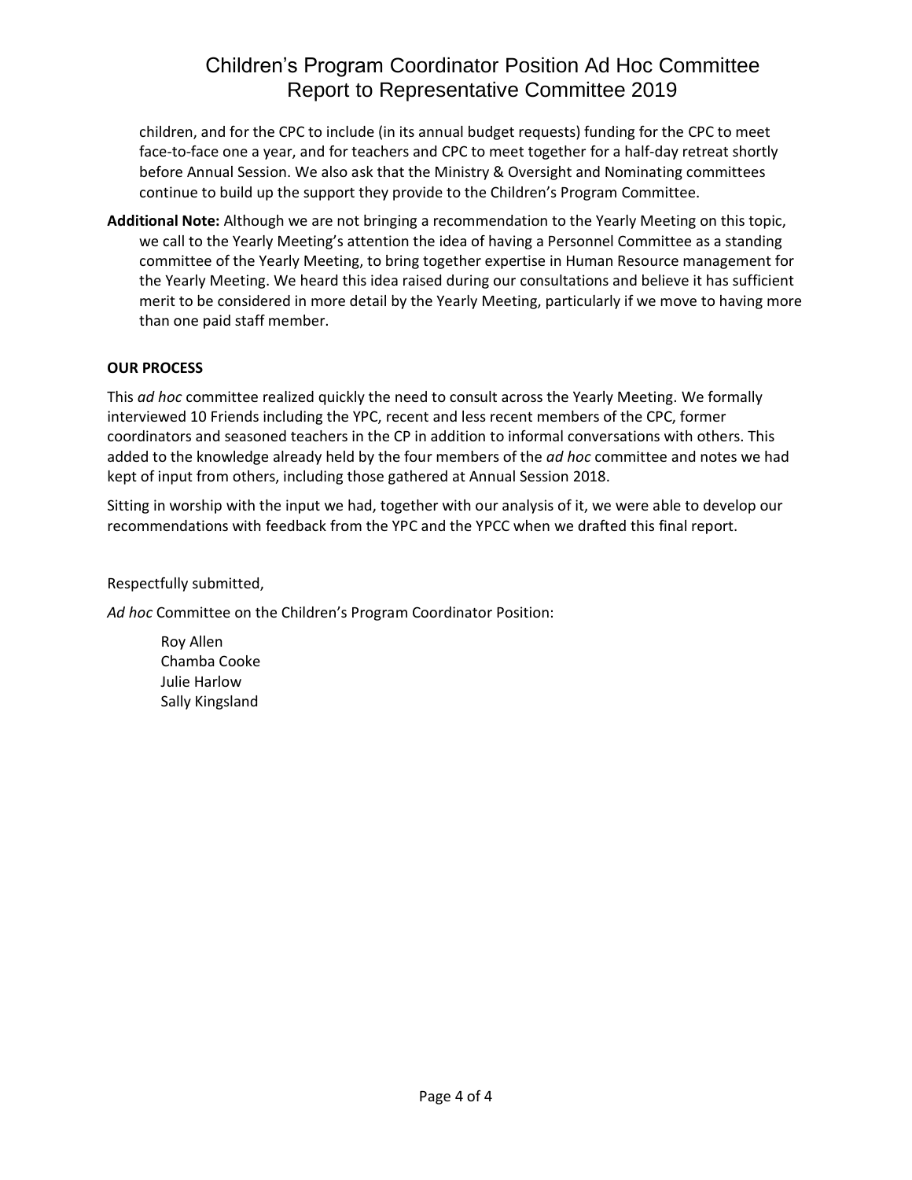children, and for the CPC to include (in its annual budget requests) funding for the CPC to meet face-to-face one a year, and for teachers and CPC to meet together for a half-day retreat shortly before Annual Session. We also ask that the Ministry & Oversight and Nominating committees continue to build up the support they provide to the Children's Program Committee.

**Additional Note:** Although we are not bringing a recommendation to the Yearly Meeting on this topic, we call to the Yearly Meeting's attention the idea of having a Personnel Committee as a standing committee of the Yearly Meeting, to bring together expertise in Human Resource management for the Yearly Meeting. We heard this idea raised during our consultations and believe it has sufficient merit to be considered in more detail by the Yearly Meeting, particularly if we move to having more than one paid staff member.

**OUR PROCESS**

This *ad hoc* committee realized quickly the need to consult across the Yearly Meeting. We formally interviewed 10 Friends including the YPC, recent and less recent members of the CPC, former coordinators and seasoned teachers in the CP in addition to informal conversations with others. This added to the knowledge already held by the four members of the *ad hoc* committee and notes we had kept of input from others, including those gathered at Annual Session 2018.

Sitting in worship with the input we had, together with our analysis of it, we were able to develop our recommendations with feedback from the YPC and the YPCC when we drafted this final report.

Respectfully submitted,

*Ad hoc* Committee on the Children's Program Coordinator Position:

Roy Allen
Chamba Cooke
Julie Harlow
Sally Kingsland